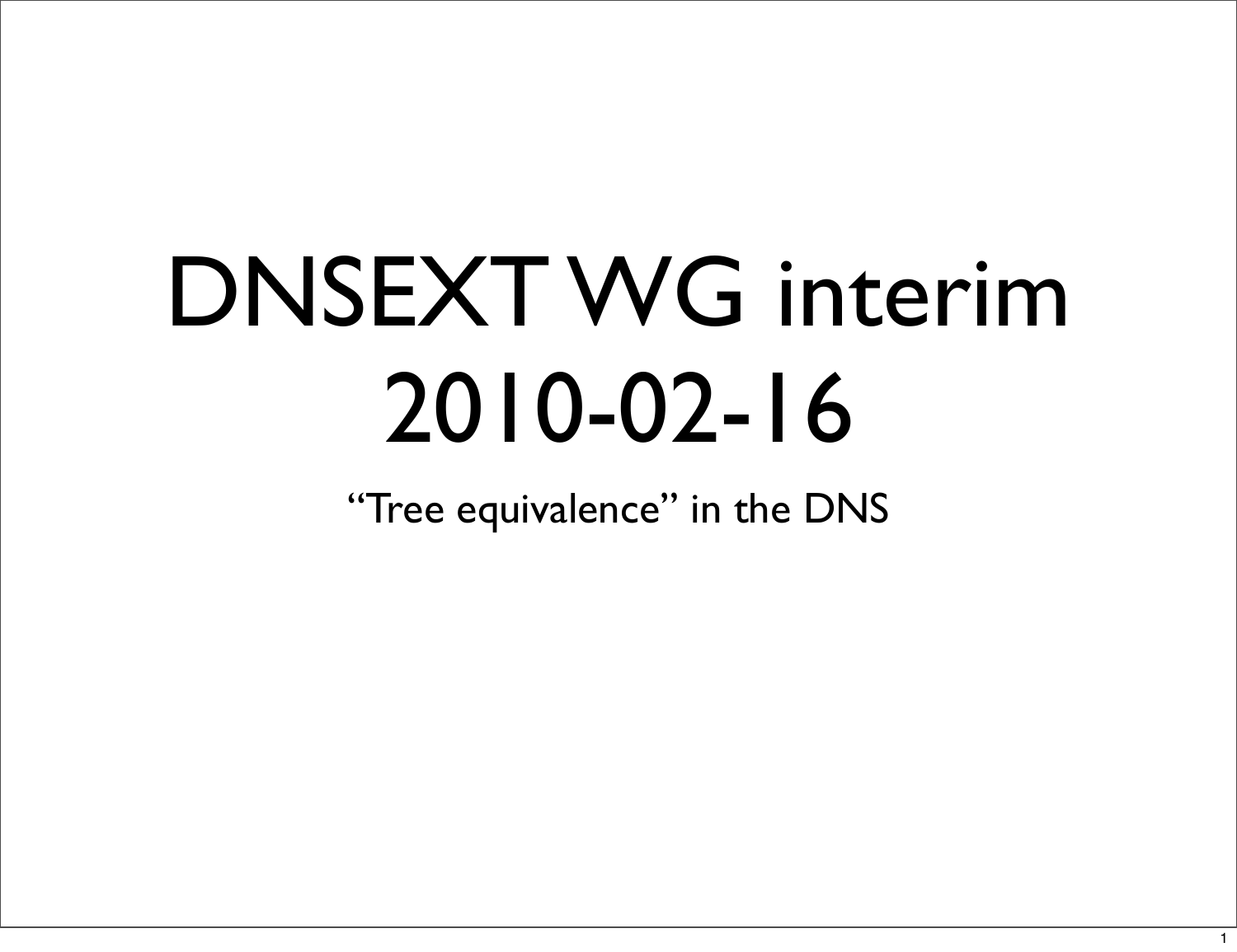# DNSEXT WG interim 2010-02-16

"Tree equivalence" in the DNS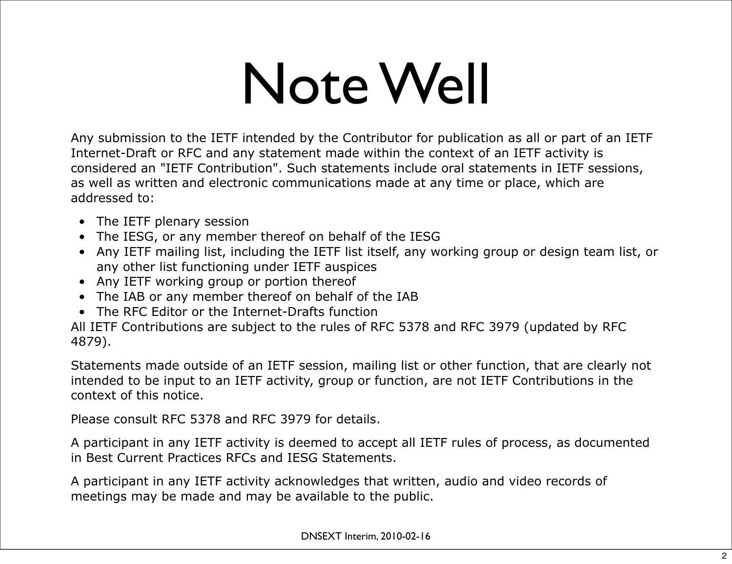# Note Well

Any submission to the IETF intended by the Contributor for publication as all or part of an IETF Internet-Draft or RFC and any statement made within the context of an IETF activity is considered an "IETF Contribution". Such statements include oral statements in IETF sessions, as well as written and electronic communications made at any time or place, which are addressed to:

- The IETF plenary session
- The IESG, or any member thereof on behalf of the IESG
- Any IETF mailing list, including the IETF list itself, any working group or design team list, or any other list functioning under IETF auspices
- Any IETF working group or portion thereof
- The IAB or any member thereof on behalf of the IAB
- The RFC Editor or the Internet-Drafts function

All IETF Contributions are subject to the rules of RFC 5378 and RFC 3979 (updated by RFC 4879).

Statements made outside of an IETF session, mailing list or other function, that are clearly not intended to be input to an IETF activity, group or function, are not IETF Contributions in the context of this notice.

Please consult RFC 5378 and RFC 3979 for details.

A participant in any IETF activity is deemed to accept all IETF rules of process, as documented in Best Current Practices RFCs and IESG Statements.

A participant in any IETF activity acknowledges that written, audio and video records of meetings may be made and may be available to the public.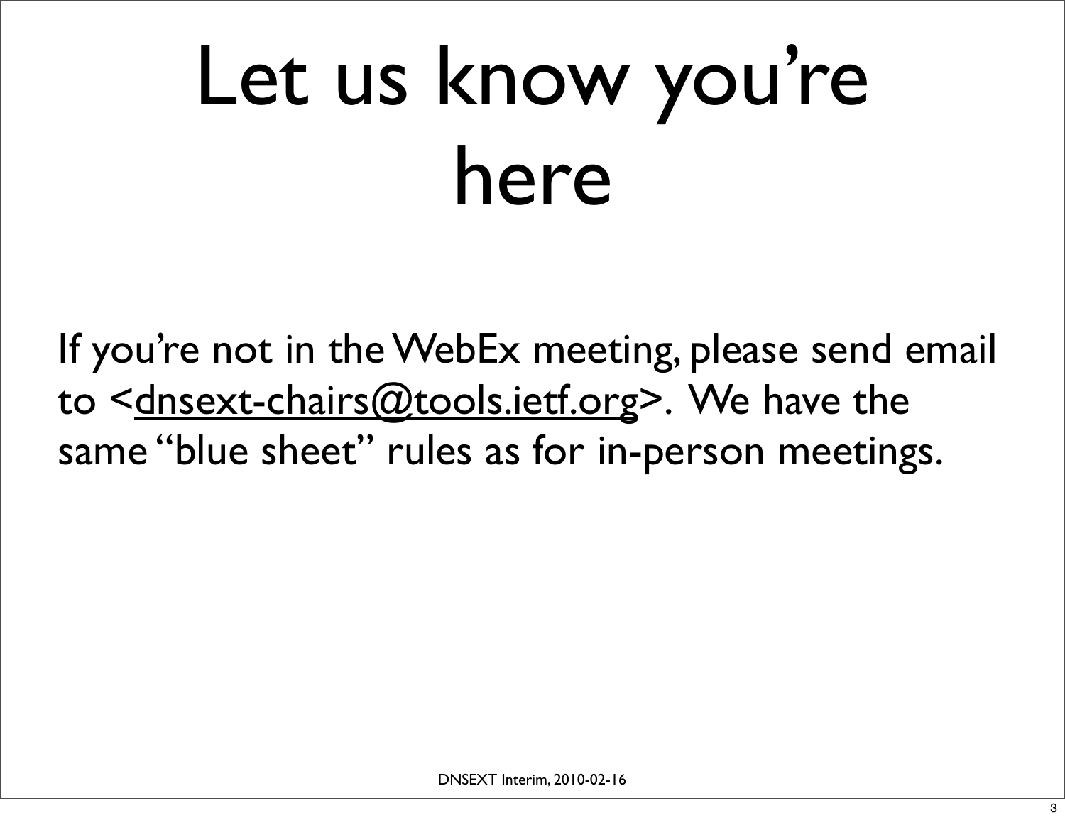# Let us know you're here

If you're not in the WebEx meeting, please send email to <dnsext-chairs@tools.ietf.org>. We have the same "blue sheet" rules as for in-person meetings.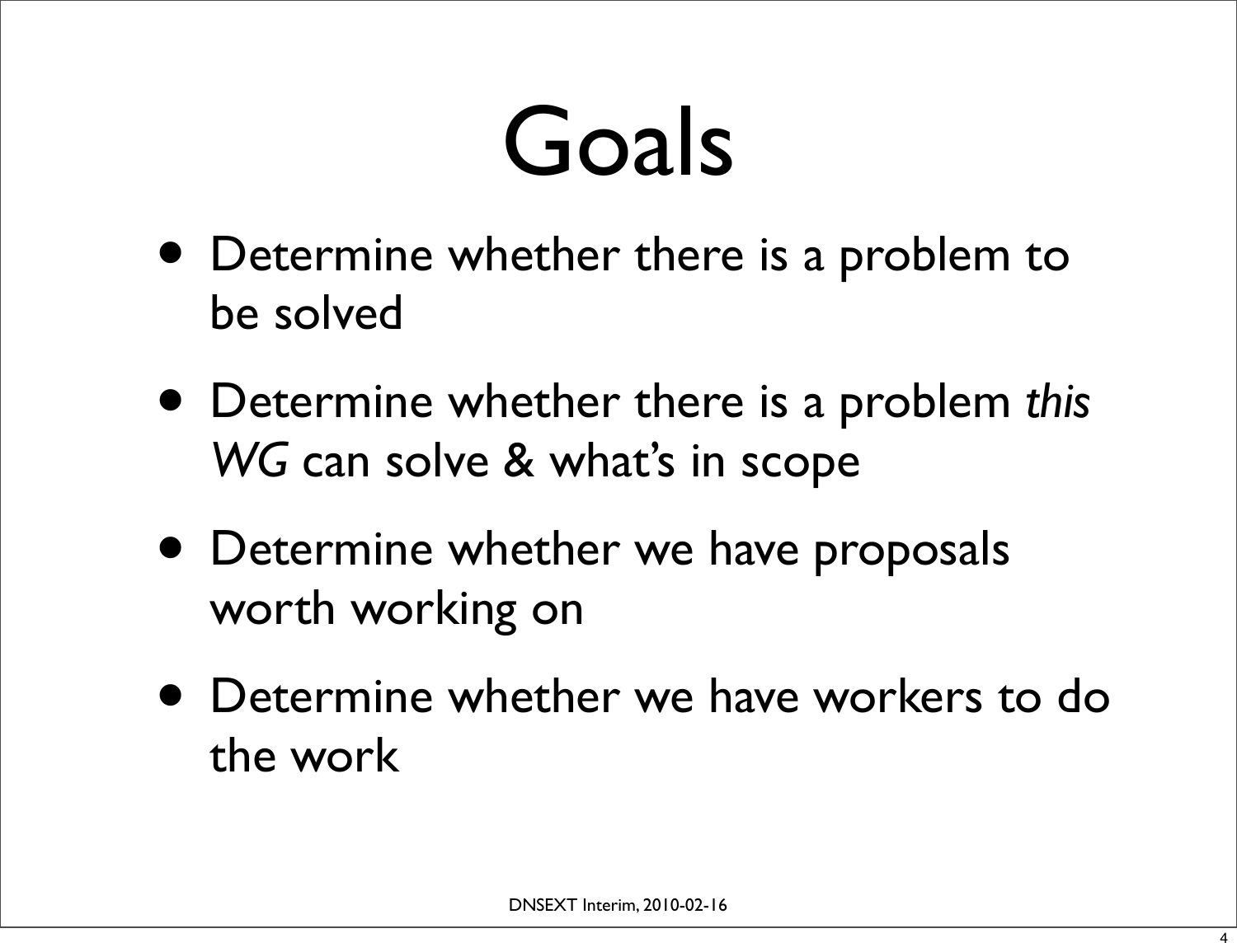# Goals

- Determine whether there is a problem to be solved
- Determine whether there is a problem *this WG* can solve & what's in scope
- Determine whether we have proposals worth working on
- Determine whether we have workers to do the work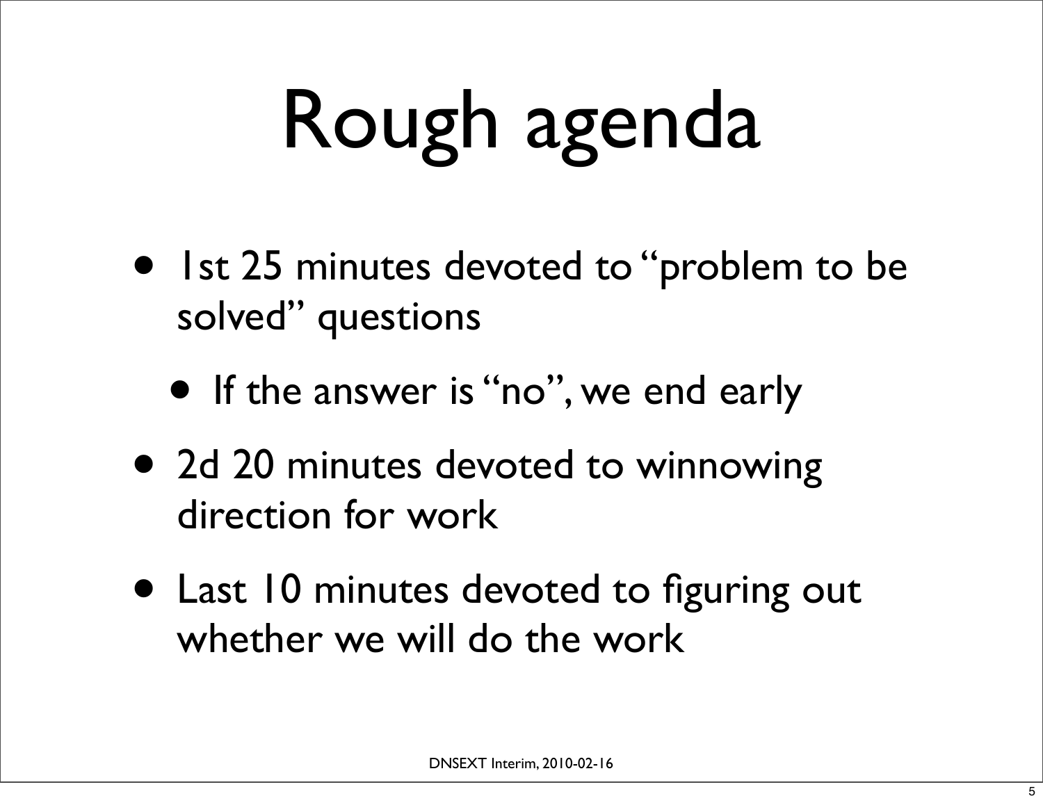# Rough agenda

- 1st 25 minutes devoted to "problem to be solved" questions
  - If the answer is "no", we end early
- 2d 20 minutes devoted to winnowing direction for work
- Last 10 minutes devoted to figuring out whether we will do the work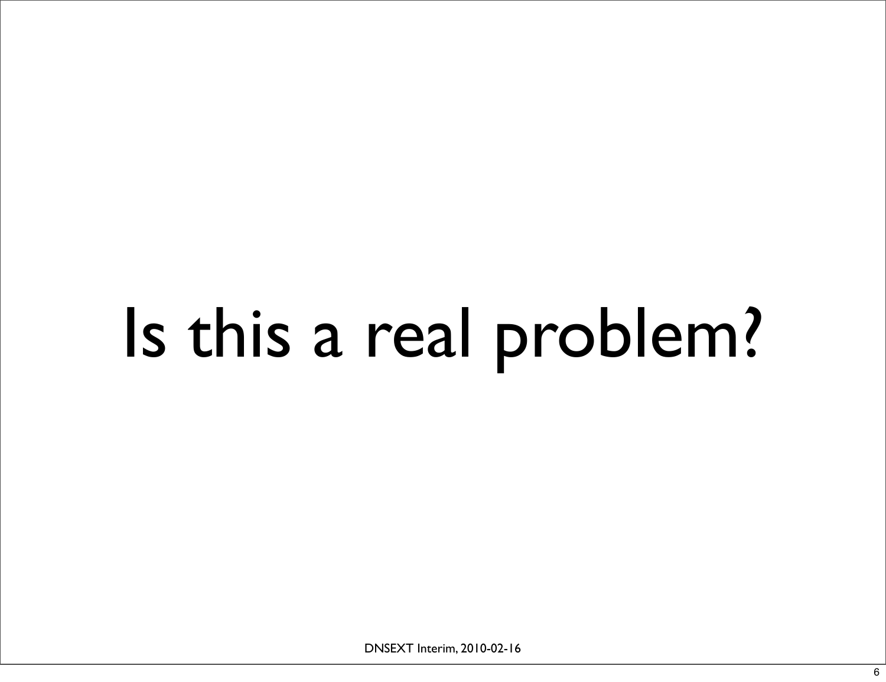# Is this a real problem?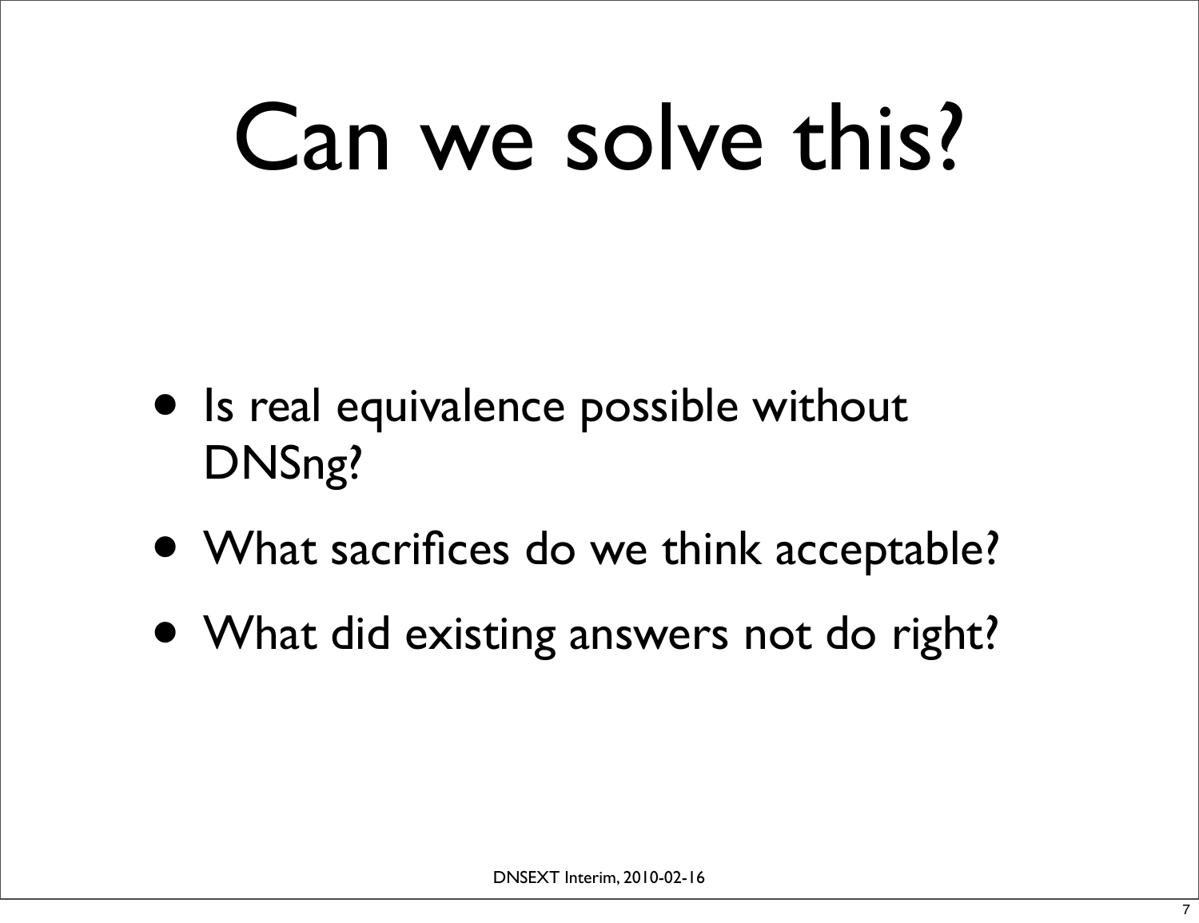# Can we solve this?

- Is real equivalence possible without DNSng?
- What sacrifices do we think acceptable?
- What did existing answers not do right?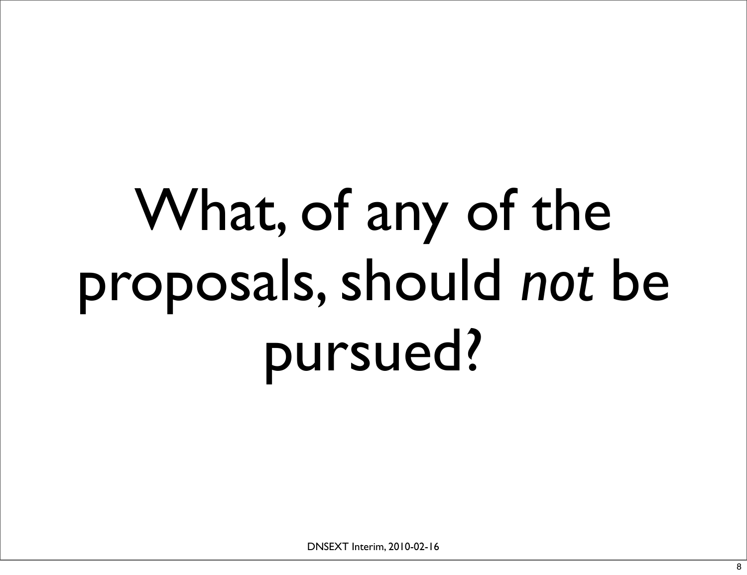# What, of any of the proposals, should *not* be pursued?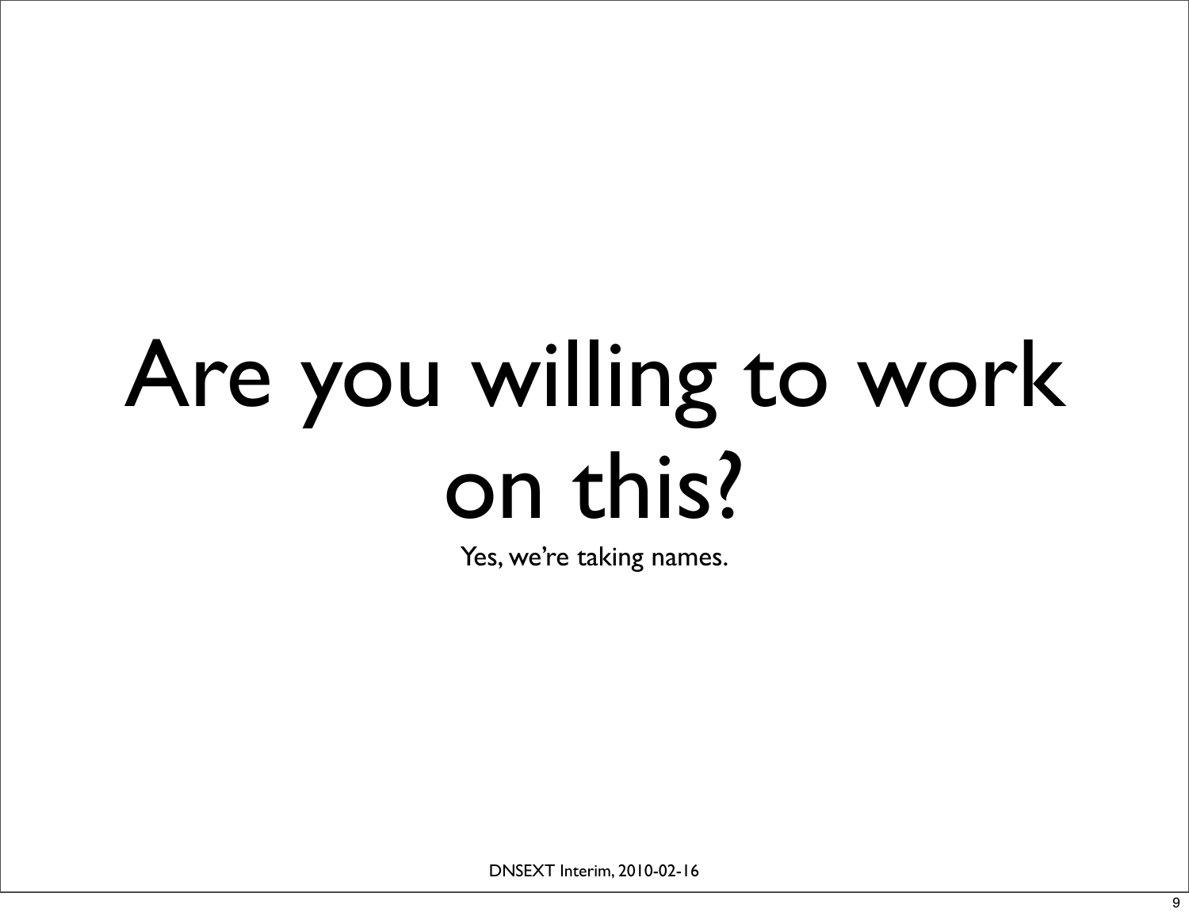# Are you willing to work on this?

Yes, we're taking names.